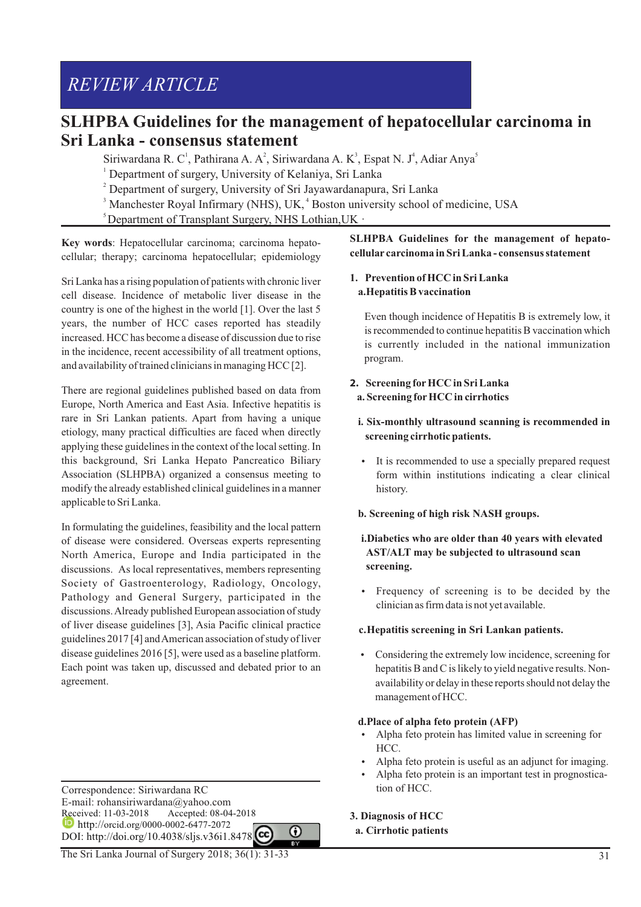*REVIEW ARTICLE*

# SLHPBA Guidelines for the management of hepatocellular carcinoma in Sri Lanka - consensus statement

Siriwardana R. C[1], Pathirana A. A[2], Siriwardana A. K[3], Espat N. J[4], Adiar Anya[5]

[1] Department of surgery, University of Kelaniya, Sri Lanka
[2] Department of surgery, University of Sri Jayawardanapura, Sri Lanka
[3] Manchester Royal Infirmary (NHS), UK, [4] Boston university school of medicine, USA
[5] Department of Transplant Surgery, NHS Lothian,UK

**Key words**: Hepatocellular carcinoma; carcinoma hepatocellular; therapy; carcinoma hepatocellular; epidemiology

Sri Lanka has a rising population of patients with chronic liver cell disease. Incidence of metabolic liver disease in the country is one of the highest in the world [1]. Over the last 5 years, the number of HCC cases reported has steadily increased. HCC has become a disease of discussion due to rise in the incidence, recent accessibility of all treatment options, and availability of trained clinicians in managing HCC [2].

There are regional guidelines published based on data from Europe, North America and East Asia. Infective hepatitis is rare in Sri Lankan patients. Apart from having a unique etiology, many practical difficulties are faced when directly applying these guidelines in the context of the local setting. In this background, Sri Lanka Hepato Pancreatico Biliary Association (SLHPBA) organized a consensus meeting to modify the already established clinical guidelines in a manner applicable to Sri Lanka.

In formulating the guidelines, feasibility and the local pattern of disease were considered. Overseas experts representing North America, Europe and India participated in the discussions. As local representatives, members representing Society of Gastroenterology, Radiology, Oncology, Pathology and General Surgery, participated in the discussions. Already published European association of study of liver disease guidelines [3], Asia Pacific clinical practice guidelines 2017 [4] and American association of study of liver disease guidelines 2016 [5], were used as a baseline platform. Each point was taken up, discussed and debated prior to an agreement.

Correspondence: Siriwardana RC
E-mail: rohansiriwardana@yahoo.com
Received: 11-03-2018 Accepted: 08-04-2018
http://orcid.org/0000-0002-6477-2072
DOI: http://doi.org/10.4038/sljs.v36i1.8478

## SLHPBA Guidelines for the management of hepatocellular carcinoma in Sri Lanka - consensus statement

### 1. Prevention of HCC in Sri Lanka

**a. Hepatitis B vaccination**

Even though incidence of Hepatitis B is extremely low, it is recommended to continue hepatitis B vaccination which is currently included in the national immunization program.

### 2. Screening for HCC in Sri Lanka

**a. Screening for HCC in cirrhotics**

**i. Six-monthly ultrasound scanning is recommended in screening cirrhotic patients.**

- It is recommended to use a specially prepared request form within institutions indicating a clear clinical history.

**b. Screening of high risk NASH groups.**

**i. Diabetics who are older than 40 years with elevated AST/ALT may be subjected to ultrasound scan screening.**

- Frequency of screening is to be decided by the clinician as firm data is not yet available.

**c. Hepatitis screening in Sri Lankan patients.**

- Considering the extremely low incidence, screening for hepatitis B and C is likely to yield negative results. Non-availability or delay in these reports should not delay the management of HCC.

**d. Place of alpha feto protein (AFP)**

- Alpha feto protein has limited value in screening for HCC.
- Alpha feto protein is useful as an adjunct for imaging.
- Alpha feto protein is an important test in prognostication of HCC.

### 3. Diagnosis of HCC

**a. Cirrhotic patients**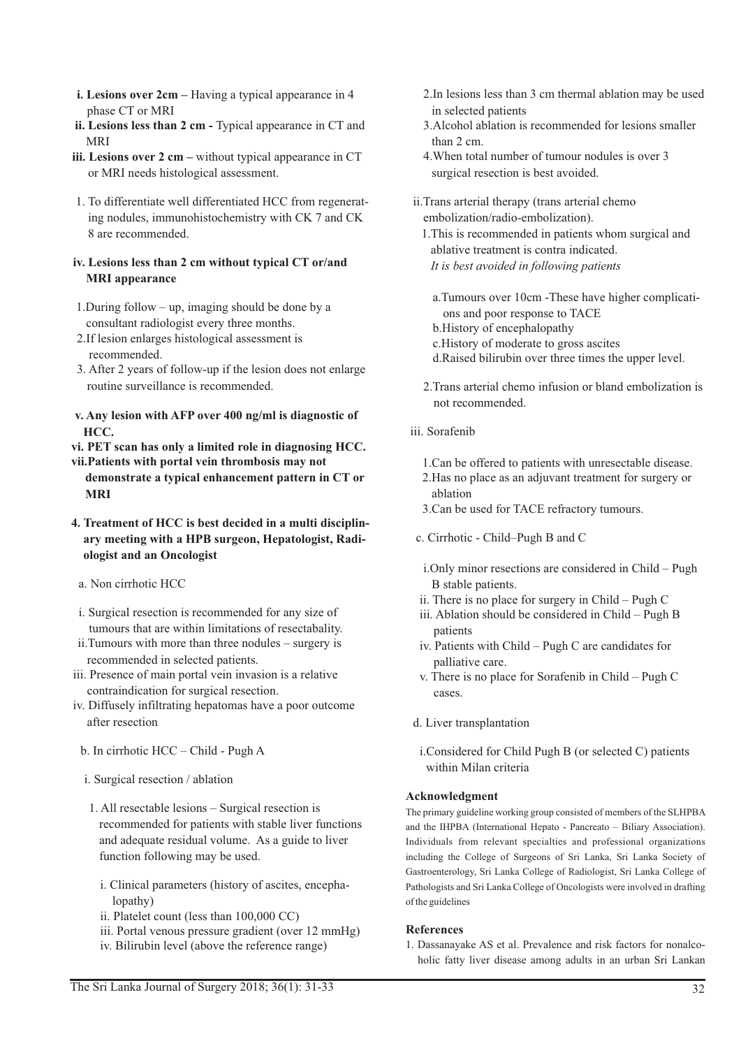- **i. Lesions over 2cm –** Having a typical appearance in 4 phase CT or MRI
- **ii. Lesions less than 2 cm -** Typical appearance in CT and MRI
- **iii. Lesions over 2 cm –** without typical appearance in CT or MRI needs histological assessment.

1. To differentiate well differentiated HCC from regenerating nodules, immunohistochemistry with CK 7 and CK 8 are recommended.

**iv. Lesions less than 2 cm without typical CT or/and MRI appearance**

1. During follow – up, imaging should be done by a consultant radiologist every three months.
2. If lesion enlarges histological assessment is recommended.
3. After 2 years of follow-up if the lesion does not enlarge routine surveillance is recommended.

**v. Any lesion with AFP over 400 ng/ml is diagnostic of HCC.**

**vi. PET scan has only a limited role in diagnosing HCC.**

**vii. Patients with portal vein thrombosis may not demonstrate a typical enhancement pattern in CT or MRI**

**4. Treatment of HCC is best decided in a multi disciplinary meeting with a HPB surgeon, Hepatologist, Radiologist and an Oncologist**

a. Non cirrhotic HCC

- i. Surgical resection is recommended for any size of tumours that are within limitations of resectabality.
- ii. Tumours with more than three nodules – surgery is recommended in selected patients.
- iii. Presence of main portal vein invasion is a relative contraindication for surgical resection.
- iv. Diffusely infiltrating hepatomas have a poor outcome after resection

b. In cirrhotic HCC – Child - Pugh A

i. Surgical resection / ablation

1. All resectable lesions – Surgical resection is recommended for patients with stable liver functions and adequate residual volume. As a guide to liver function following may be used.
   - i. Clinical parameters (history of ascites, encephalopathy)
   - ii. Platelet count (less than 100,000 CC)
   - iii. Portal venous pressure gradient (over 12 mmHg)
   - iv. Bilirubin level (above the reference range)
2. In lesions less than 3 cm thermal ablation may be used in selected patients
3. Alcohol ablation is recommended for lesions smaller than 2 cm.
4. When total number of tumour nodules is over 3 surgical resection is best avoided.

ii. Trans arterial therapy (trans arterial chemo embolization/radio-embolization).

1. This is recommended in patients whom surgical and ablative treatment is contra indicated.
   *It is best avoided in following patients*
   - a. Tumours over 10cm -These have higher complications and poor response to TACE
   - b. History of encephalopathy
   - c. History of moderate to gross ascites
   - d. Raised bilirubin over three times the upper level.
2. Trans arterial chemo infusion or bland embolization is not recommended.

iii. Sorafenib

1. Can be offered to patients with unresectable disease.
2. Has no place as an adjuvant treatment for surgery or ablation
3. Can be used for TACE refractory tumours.

c. Cirrhotic - Child–Pugh B and C

- i. Only minor resections are considered in Child – Pugh B stable patients.
- ii. There is no place for surgery in Child – Pugh C
- iii. Ablation should be considered in Child – Pugh B patients
- iv. Patients with Child – Pugh C are candidates for palliative care.
- v. There is no place for Sorafenib in Child – Pugh C cases.

d. Liver transplantation

i. Considered for Child Pugh B (or selected C) patients within Milan criteria

### Acknowledgment

The primary guideline working group consisted of members of the SLHPBA and the IHPBA (International Hepato - Pancreato – Biliary Association). Individuals from relevant specialties and professional organizations including the College of Surgeons of Sri Lanka, Sri Lanka Society of Gastroenterology, Sri Lanka College of Radiologist, Sri Lanka College of Pathologists and Sri Lanka College of Oncologists were involved in drafting of the guidelines

### References

1. Dassanayake AS et al. Prevalence and risk factors for nonalcoholic fatty liver disease among adults in an urban Sri Lankan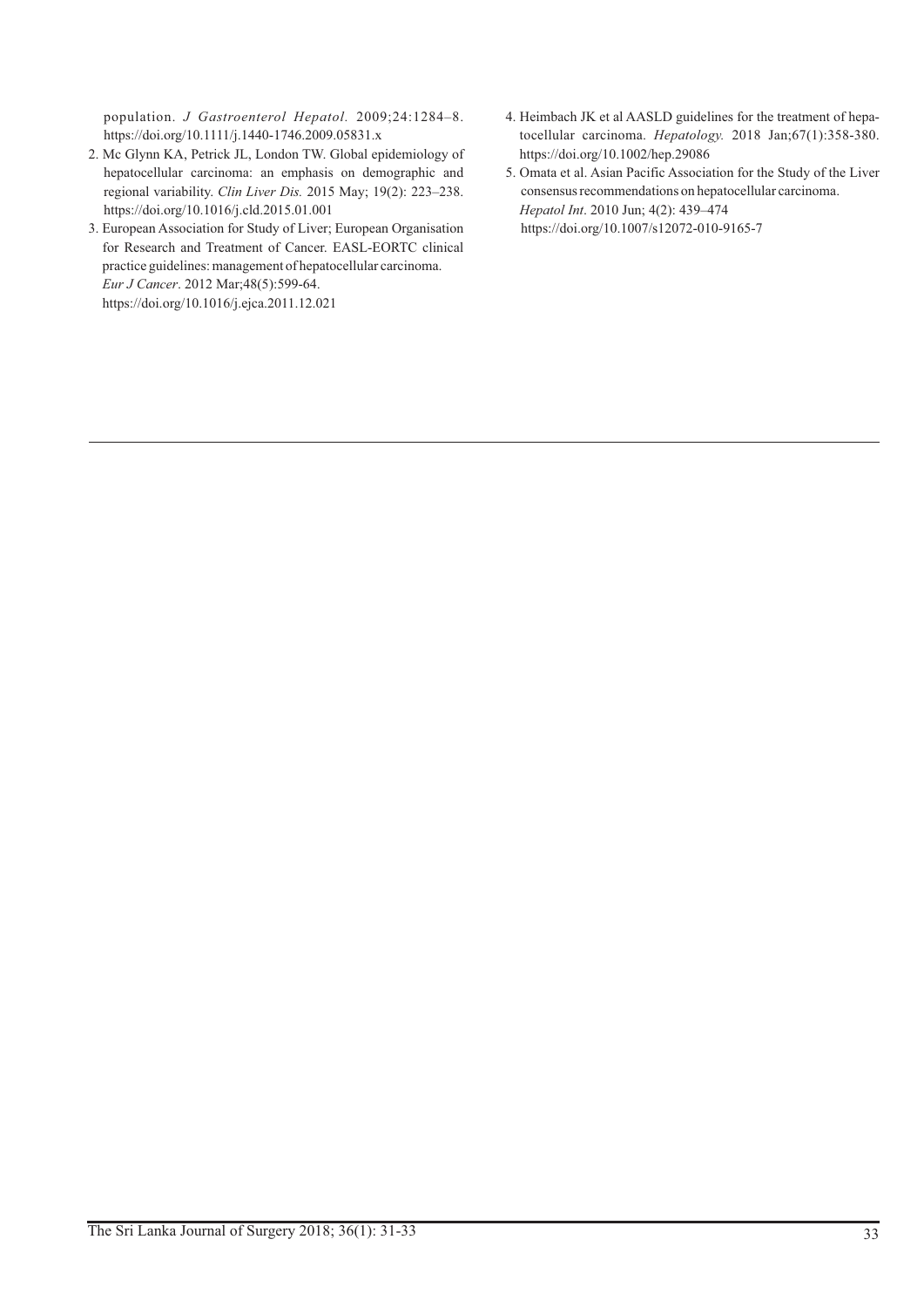population. *J Gastroenterol Hepatol.* 2009;24:1284–8. https://doi.org/10.1111/j.1440-1746.2009.05831.x

2. Mc Glynn KA, Petrick JL, London TW. Global epidemiology of hepatocellular carcinoma: an emphasis on demographic and regional variability. *Clin Liver Dis.* 2015 May; 19(2): 223–238. https://doi.org/10.1016/j.cld.2015.01.001
3. European Association for Study of Liver; European Organisation for Research and Treatment of Cancer. EASL-EORTC clinical practice guidelines: management of hepatocellular carcinoma. *Eur J Cancer*. 2012 Mar;48(5):599-64. https://doi.org/10.1016/j.ejca.2011.12.021
4. Heimbach JK et al AASLD guidelines for the treatment of hepatocellular carcinoma. *Hepatology.* 2018 Jan;67(1):358-380. https://doi.org/10.1002/hep.29086
5. Omata et al. Asian Pacific Association for the Study of the Liver consensus recommendations on hepatocellular carcinoma. *Hepatol Int*. 2010 Jun; 4(2): 439–474 https://doi.org/10.1007/s12072-010-9165-7